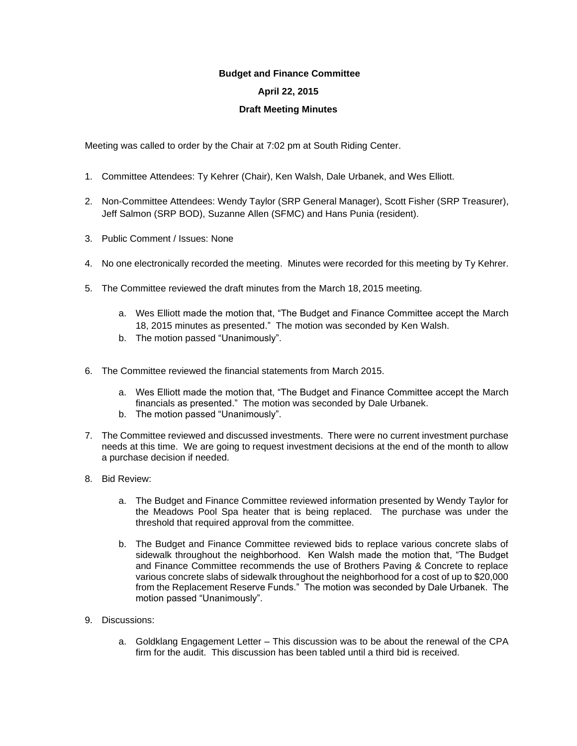**Budget and Finance Committee**

**April 22, 2015**

**Draft Meeting Minutes**

Meeting was called to order by the Chair at 7:02 pm at South Riding Center.

1. Committee Attendees: Ty Kehrer (Chair), Ken Walsh, Dale Urbanek, and Wes Elliott.

2. Non-Committee Attendees: Wendy Taylor (SRP General Manager), Scott Fisher (SRP Treasurer), Jeff Salmon (SRP BOD), Suzanne Allen (SFMC) and Hans Punia (resident).

3. Public Comment / Issues: None

4. No one electronically recorded the meeting. Minutes were recorded for this meeting by Ty Kehrer.

5. The Committee reviewed the draft minutes from the March 18, 2015 meeting.

   a. Wes Elliott made the motion that, "The Budget and Finance Committee accept the March 18, 2015 minutes as presented." The motion was seconded by Ken Walsh.
   b. The motion passed "Unanimously".

6. The Committee reviewed the financial statements from March 2015.

   a. Wes Elliott made the motion that, "The Budget and Finance Committee accept the March financials as presented." The motion was seconded by Dale Urbanek.
   b. The motion passed "Unanimously".

7. The Committee reviewed and discussed investments. There were no current investment purchase needs at this time. We are going to request investment decisions at the end of the month to allow a purchase decision if needed.

8. Bid Review:

   a. The Budget and Finance Committee reviewed information presented by Wendy Taylor for the Meadows Pool Spa heater that is being replaced. The purchase was under the threshold that required approval from the committee.

   b. The Budget and Finance Committee reviewed bids to replace various concrete slabs of sidewalk throughout the neighborhood. Ken Walsh made the motion that, "The Budget and Finance Committee recommends the use of Brothers Paving & Concrete to replace various concrete slabs of sidewalk throughout the neighborhood for a cost of up to $20,000 from the Replacement Reserve Funds." The motion was seconded by Dale Urbanek. The motion passed "Unanimously".

9. Discussions:

   a. Goldklang Engagement Letter – This discussion was to be about the renewal of the CPA firm for the audit. This discussion has been tabled until a third bid is received.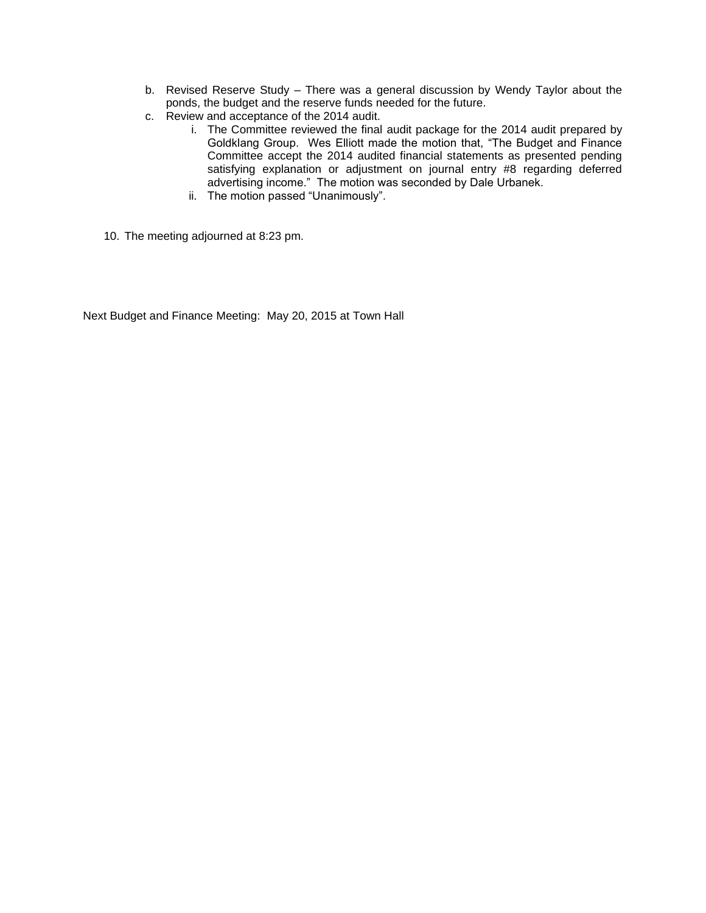b. Revised Reserve Study – There was a general discussion by Wendy Taylor about the ponds, the budget and the reserve funds needed for the future.
c. Review and acceptance of the 2014 audit.
    i. The Committee reviewed the final audit package for the 2014 audit prepared by Goldklang Group. Wes Elliott made the motion that, "The Budget and Finance Committee accept the 2014 audited financial statements as presented pending satisfying explanation or adjustment on journal entry #8 regarding deferred advertising income." The motion was seconded by Dale Urbanek.
    ii. The motion passed "Unanimously".

10. The meeting adjourned at 8:23 pm.

Next Budget and Finance Meeting: May 20, 2015 at Town Hall